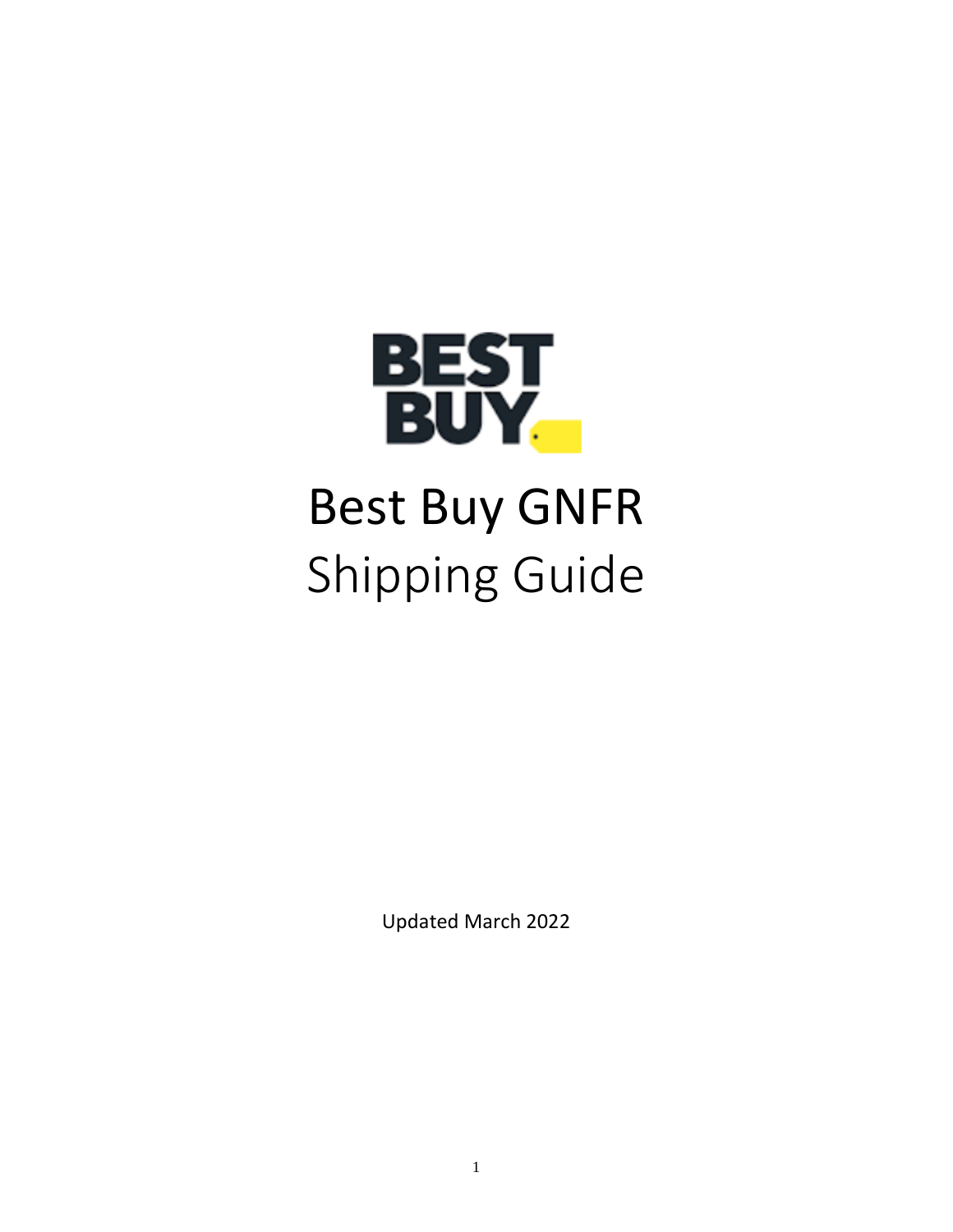# Best Buy GNFR
## Shipping Guide

Updated March 2022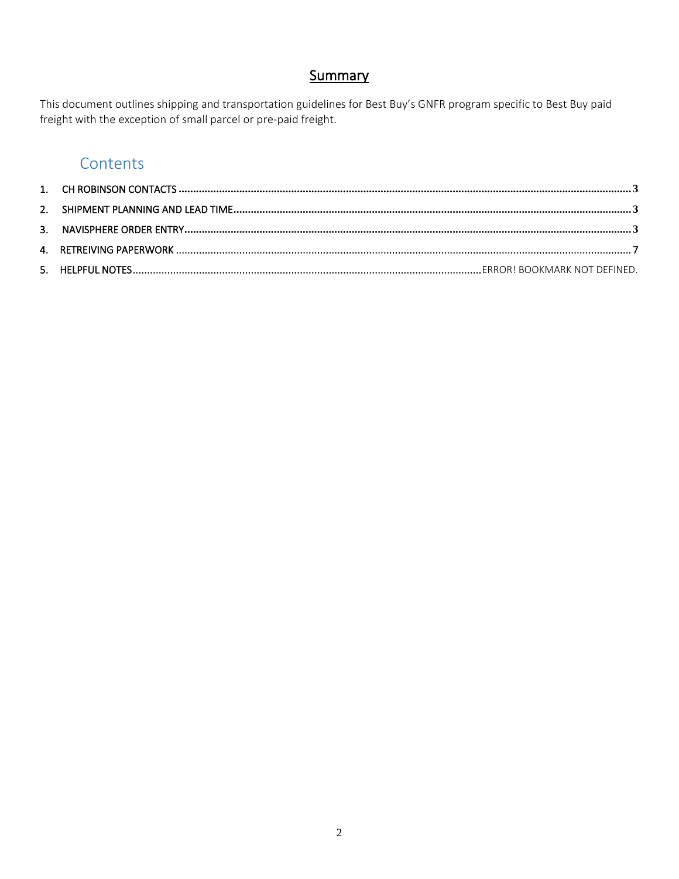## Summary

This document outlines shipping and transportation guidelines for Best Buy's GNFR program specific to Best Buy paid freight with the exception of small parcel or pre-paid freight.

## Contents

1. CH ROBINSON CONTACTS ........................................................................ 3
2. SHIPMENT PLANNING AND LEAD TIME ........................................................ 3
3. NAVISPHERE ORDER ENTRY ..................................................................... 3
4. RETREIVING PAPERWORK ........................................................................ 7
5. HELPFUL NOTES ..................................................................... ERROR! BOOKMARK NOT DEFINED.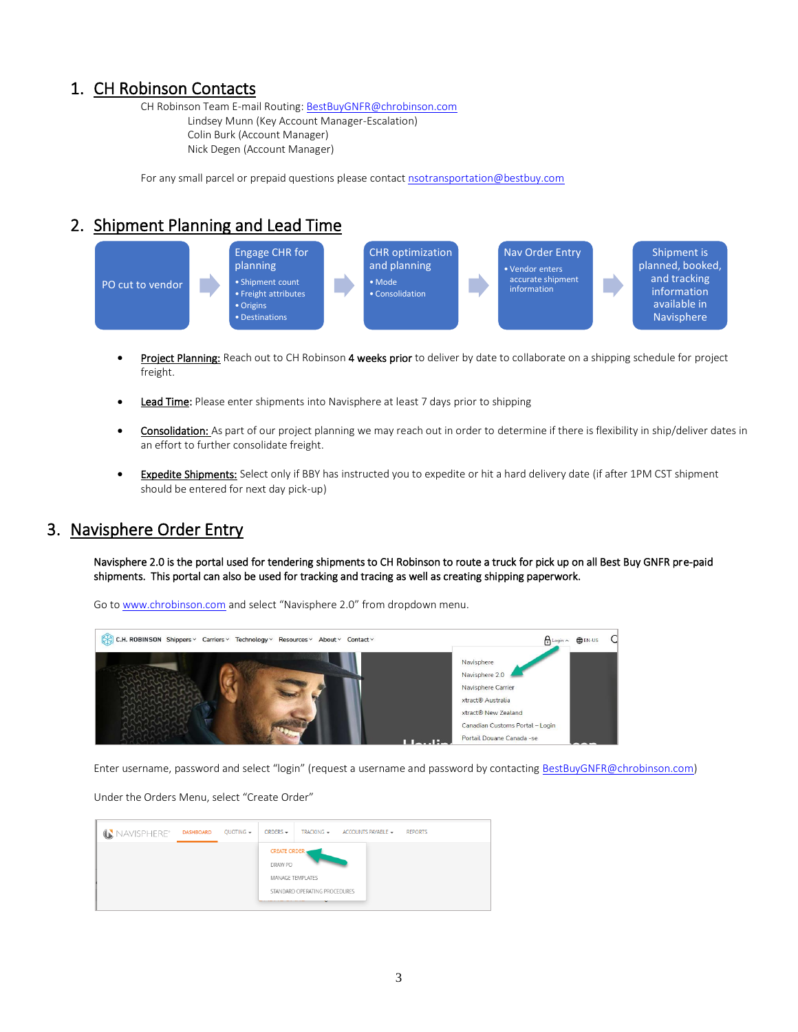## 1. CH Robinson Contacts

CH Robinson Team E-mail Routing: BestBuyGNFR@chrobinson.com

Lindsey Munn (Key Account Manager-Escalation)
Colin Burk (Account Manager)
Nick Degen (Account Manager)

For any small parcel or prepaid questions please contact nsotransportation@bestbuy.com

## 2. Shipment Planning and Lead Time

PO cut to vendor → Engage CHR for planning (• Shipment count • Freight attributes • Origins • Destinations) → CHR optimization and planning (• Mode • Consolidation) → Nav Order Entry (• Vendor enters accurate shipment information) → Shipment is planned, booked, and tracking information available in Navisphere

- Project Planning: Reach out to CH Robinson **4 weeks prior** to deliver by date to collaborate on a shipping schedule for project freight.
- Lead Time: Please enter shipments into Navisphere at least 7 days prior to shipping
- Consolidation: As part of our project planning we may reach out in order to determine if there is flexibility in ship/deliver dates in an effort to further consolidate freight.
- Expedite Shipments: Select only if BBY has instructed you to expedite or hit a hard delivery date (if after 1PM CST shipment should be entered for next day pick-up)

## 3. Navisphere Order Entry

**Navisphere 2.0 is the portal used for tendering shipments to CH Robinson to route a truck for pick up on all Best Buy GNFR pre-paid shipments. This portal can also be used for tracking and tracing as well as creating shipping paperwork.**

Go to www.chrobinson.com and select "Navisphere 2.0" from dropdown menu.

Enter username, password and select "login" (request a username and password by contacting BestBuyGNFR@chrobinson.com)

Under the Orders Menu, select "Create Order"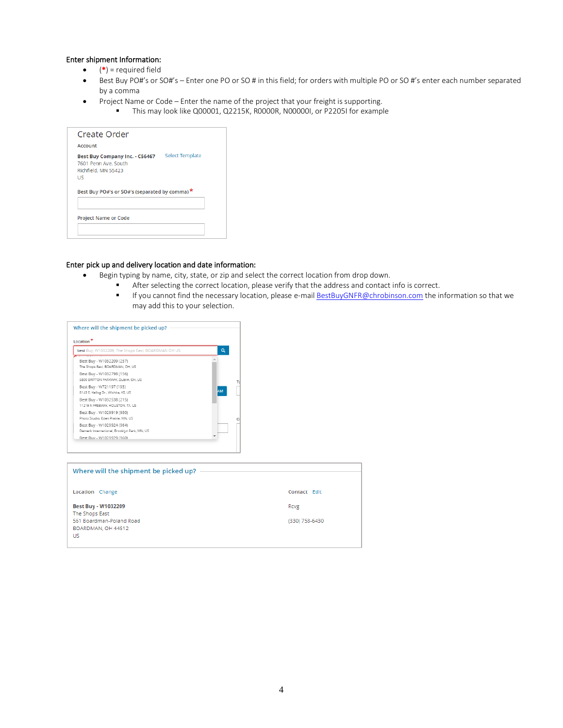**Enter shipment Information:**

- (*) = required field
- Best Buy PO#'s or SO#'s – Enter one PO or SO # in this field; for orders with multiple PO or SO #'s enter each number separated by a comma
- Project Name or Code – Enter the name of the project that your freight is supporting.
  - This may look like Q00001, Q2215K, R0000R, N00000I, or P2205I for example

Create Order

Account

**Best Buy Company Inc. - C56467** Select Template
7601 Penn Ave. South
Richfield, MN 55423
US

Best Buy PO#'s or SO#'s (separated by comma) *

Project Name or Code

**Enter pick up and delivery location and date information:**

- Begin typing by name, city, state, or zip and select the correct location from drop down.
  - After selecting the correct location, please verify that the address and contact info is correct.
  - If you cannot find the necessary location, please e-mail BestBuyGNFR@chrobinson.com the information so that we may add this to your selection.

Where will the shipment be picked up?

Location *

best Buy, W1032209, The Shops East, BOARDMAN OH US

Best Buy - W1032209 (257)
The Shops East, BOARDMAN, OH, US
Best Buy - W1032798 (156)
5800 BRITTON PARKWAY, Dublin, OH, US
Best Buy - W721197 (195)
8143 E. Kellog Dr., Wichita, KS, US
Best Buy - W1032538 (215)
11219 N FREEWAY, HOUSTON, TX, US
Best Buy - W1029919 (980)
Photo Studio, Eden Prairie, MN, US
Best Buy - W1029924 (964)
Demerk International, Brooklyn Park, MN, US
Best Buy - W1029929 (960)

Where will the shipment be picked up?

Location Change

**Best Buy - W1032209**
The Shops East
561 Boardman-Poland Road
BOARDMAN, OH 44512
US

Contact Edit

Rcvg

(330) 758-6430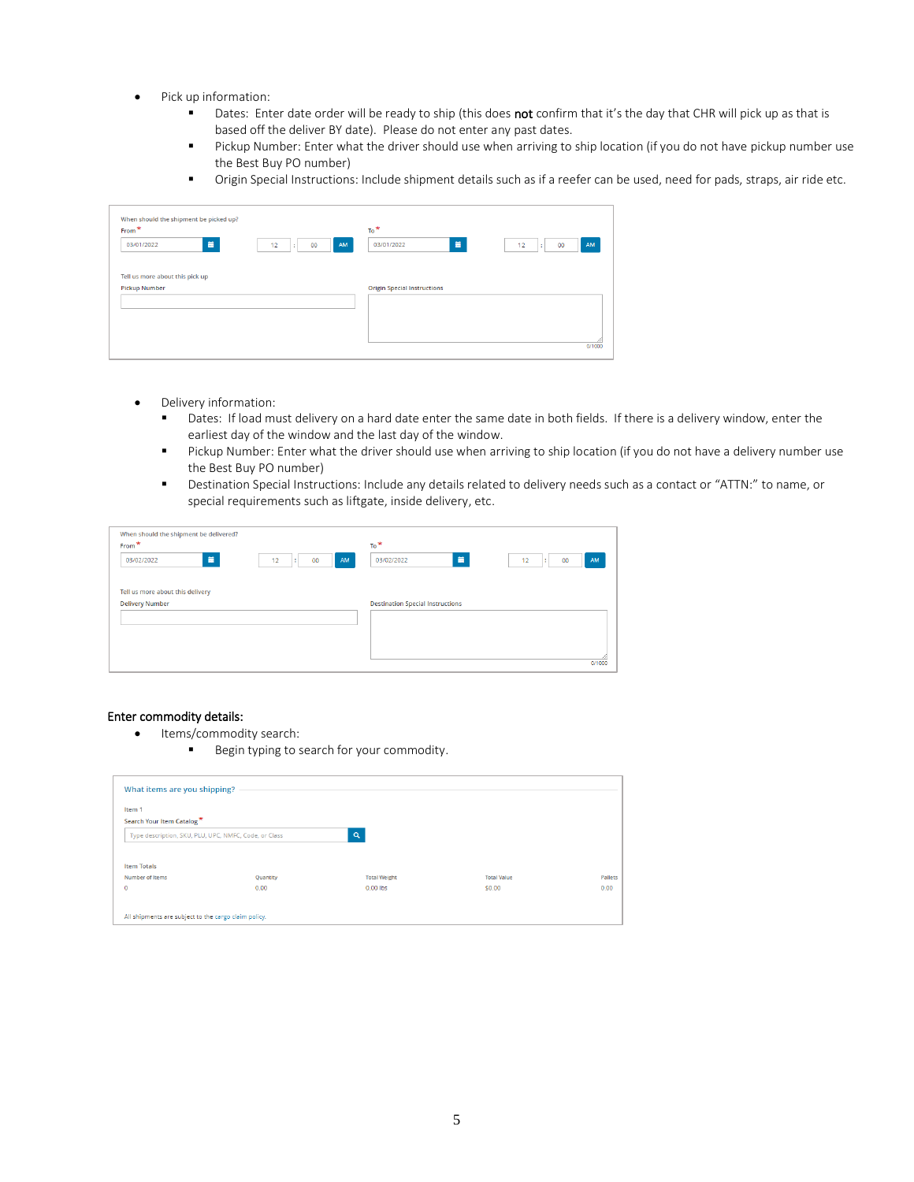- Pick up information:
  - Dates: Enter date order will be ready to ship (this does **not** confirm that it's the day that CHR will pick up as that is based off the deliver BY date). Please do not enter any past dates.
  - Pickup Number: Enter what the driver should use when arriving to ship location (if you do not have pickup number use the Best Buy PO number)
  - Origin Special Instructions: Include shipment details such as if a reefer can be used, need for pads, straps, air ride etc.

When should the shipment be picked up?

From * 03/01/2022 12 : 00 AM

To * 03/01/2022 12 : 00 AM

Tell us more about this pick up

Pickup Number

Origin Special Instructions

0/1000

- Delivery information:
  - Dates: If load must delivery on a hard date enter the same date in both fields. If there is a delivery window, enter the earliest day of the window and the last day of the window.
  - Pickup Number: Enter what the driver should use when arriving to ship location (if you do not have a delivery number use the Best Buy PO number)
  - Destination Special Instructions: Include any details related to delivery needs such as a contact or "ATTN:" to name, or special requirements such as liftgate, inside delivery, etc.

When should the shipment be delivered?

From * 03/02/2022 12 : 00 AM

To * 03/02/2022 12 : 00 AM

Tell us more about this delivery

Delivery Number

Destination Special Instructions

0/1000

**Enter commodity details:**

- Items/commodity search:
  - Begin typing to search for your commodity.

What items are you shipping?

Item 1

Search Your Item Catalog *

Type description, SKU, PLU, UPC, NMFC, Code, or Class

Item Totals

| Number of Items | Quantity | Total Weight | Total Value | Pallets |
| --- | --- | --- | --- | --- |
| 0 | 0.00 | 0.00 lbs | $0.00 | 0.00 |

All shipments are subject to the cargo claim policy.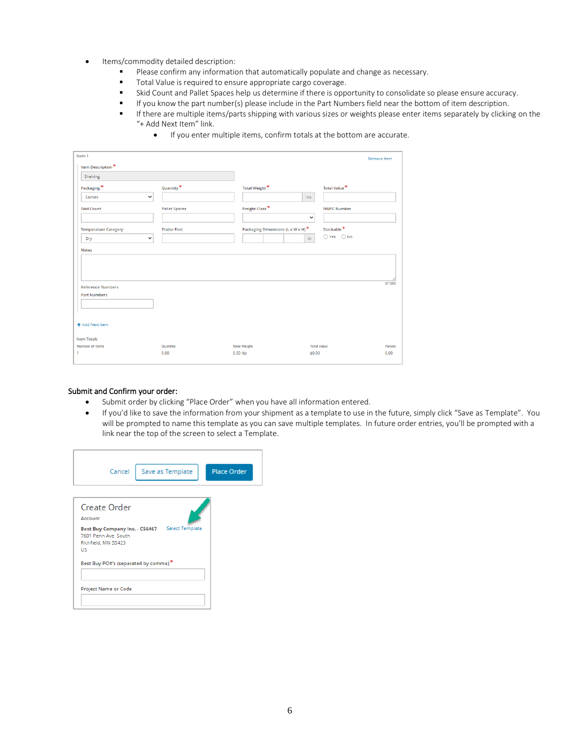- Items/commodity detailed description:
  - Please confirm any information that automatically populate and change as necessary.
  - Total Value is required to ensure appropriate cargo coverage.
  - Skid Count and Pallet Spaces help us determine if there is opportunity to consolidate so please ensure accuracy.
  - If you know the part number(s) please include in the Part Numbers field near the bottom of item description.
  - If there are multiple items/parts shipping with various sizes or weights please enter items separately by clicking on the "+ Add Next Item" link.
    - If you enter multiple items, confirm totals at the bottom are accurate.

**Submit and Confirm your order:**

- Submit order by clicking "Place Order" when you have all information entered.
- If you'd like to save the information from your shipment as a template to use in the future, simply click "Save as Template". You will be prompted to name this template as you can save multiple templates. In future order entries, you'll be prompted with a link near the top of the screen to select a Template.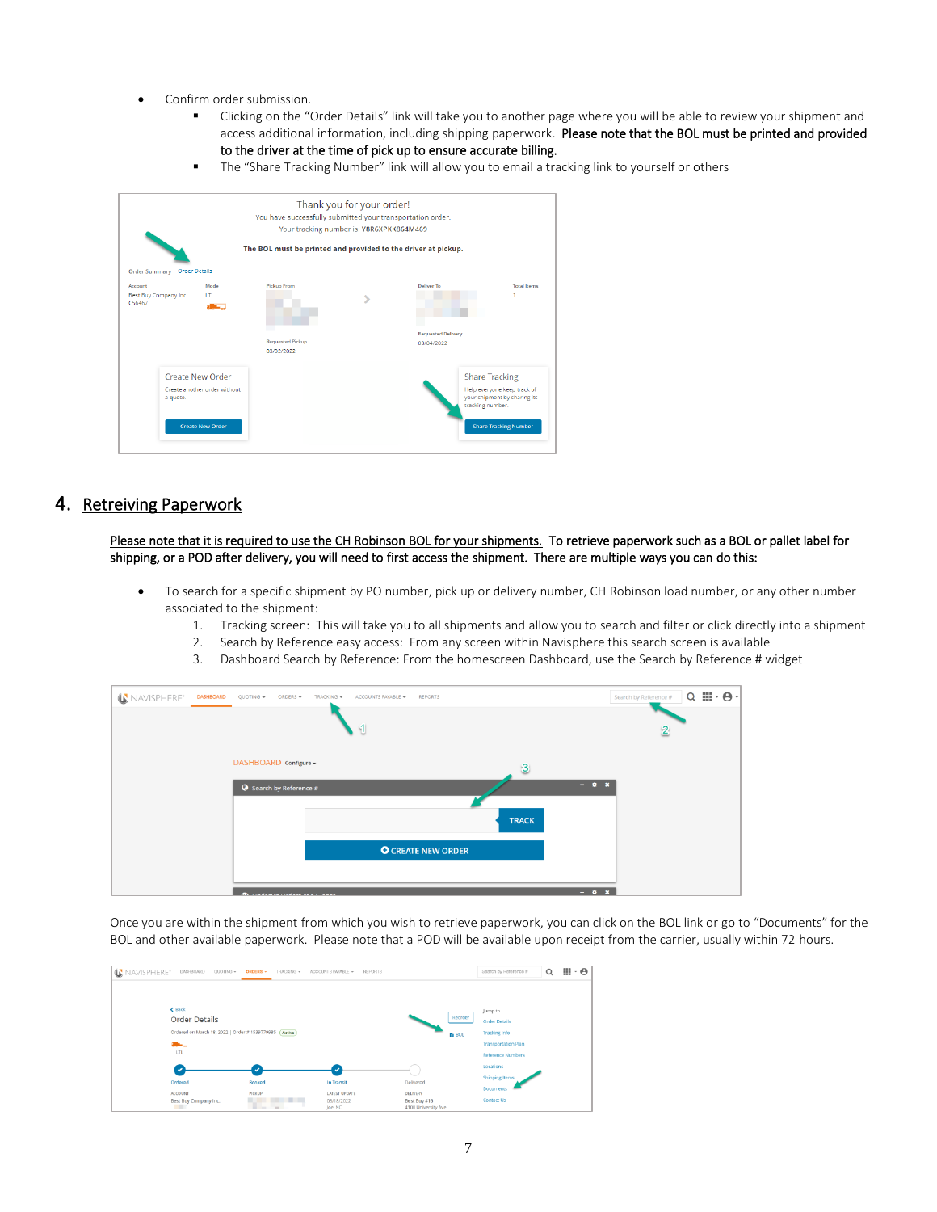- Confirm order submission.
  - Clicking on the "Order Details" link will take you to another page where you will be able to review your shipment and access additional information, including shipping paperwork. **Please note that the BOL must be printed and provided to the driver at the time of pick up to ensure accurate billing.**
  - The "Share Tracking Number" link will allow you to email a tracking link to yourself or others

## 4. Retreiving Paperwork

**Please note that it is required to use the CH Robinson BOL for your shipments.** **To retrieve paperwork such as a BOL or pallet label for shipping, or a POD after delivery, you will need to first access the shipment. There are multiple ways you can do this:**

- To search for a specific shipment by PO number, pick up or delivery number, CH Robinson load number, or any other number associated to the shipment:
  1. Tracking screen: This will take you to all shipments and allow you to search and filter or click directly into a shipment
  2. Search by Reference easy access: From any screen within Navisphere this search screen is available
  3. Dashboard Search by Reference: From the homescreen Dashboard, use the Search by Reference # widget

Once you are within the shipment from which you wish to retrieve paperwork, you can click on the BOL link or go to "Documents" for the BOL and other available paperwork. Please note that a POD will be available upon receipt from the carrier, usually within 72 hours.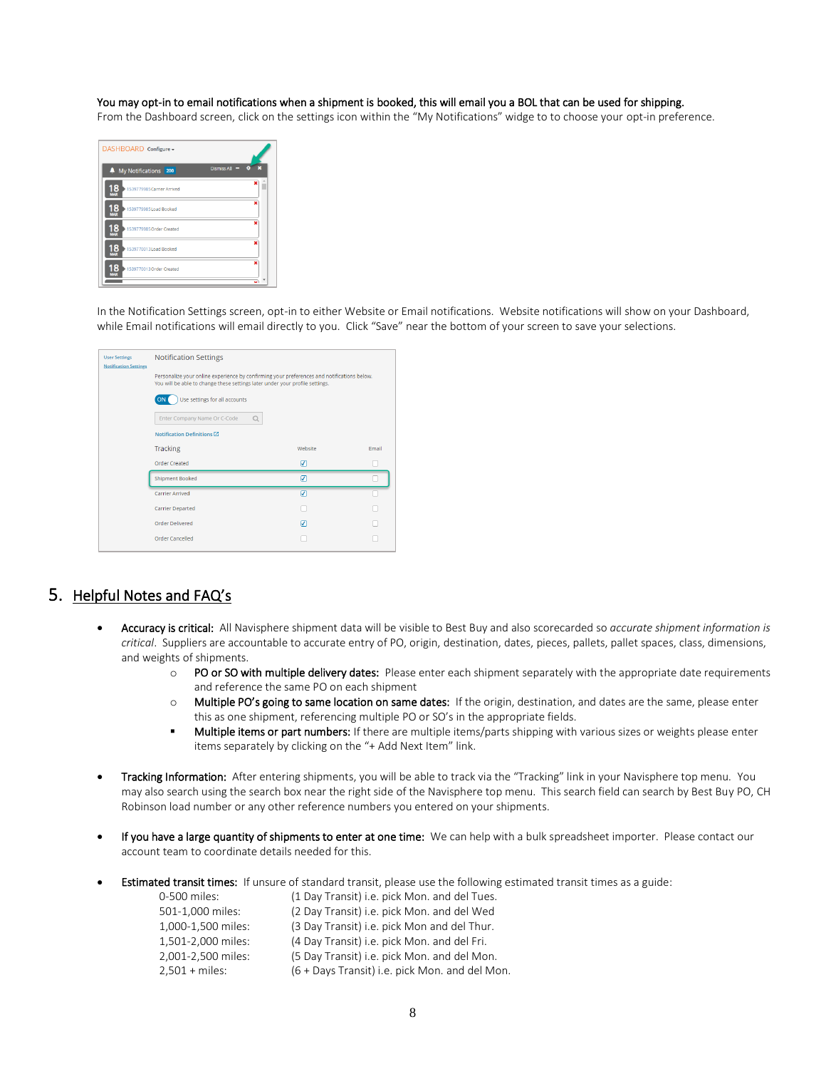**You may opt-in to email notifications when a shipment is booked, this will email you a BOL that can be used for shipping.**
From the Dashboard screen, click on the settings icon within the "My Notifications" widge to to choose your opt-in preference.

In the Notification Settings screen, opt-in to either Website or Email notifications. Website notifications will show on your Dashboard, while Email notifications will email directly to you. Click "Save" near the bottom of your screen to save your selections.

## 5. Helpful Notes and FAQ's

- **Accuracy is critical:** All Navisphere shipment data will be visible to Best Buy and also scorecarded so *accurate shipment information is critical*. Suppliers are accountable to accurate entry of PO, origin, destination, dates, pieces, pallets, pallet spaces, class, dimensions, and weights of shipments.
  - **PO or SO with multiple delivery dates:** Please enter each shipment separately with the appropriate date requirements and reference the same PO on each shipment
  - **Multiple PO's going to same location on same dates:** If the origin, destination, and dates are the same, please enter this as one shipment, referencing multiple PO or SO's in the appropriate fields.
    - **Multiple items or part numbers:** If there are multiple items/parts shipping with various sizes or weights please enter items separately by clicking on the "+ Add Next Item" link.

- **Tracking Information:** After entering shipments, you will be able to track via the "Tracking" link in your Navisphere top menu. You may also search using the search box near the right side of the Navisphere top menu. This search field can search by Best Buy PO, CH Robinson load number or any other reference numbers you entered on your shipments.

- **If you have a large quantity of shipments to enter at one time:** We can help with a bulk spreadsheet importer. Please contact our account team to coordinate details needed for this.

- **Estimated transit times:** If unsure of standard transit, please use the following estimated transit times as a guide:

| | |
|---|---|
| 0-500 miles: | (1 Day Transit) i.e. pick Mon. and del Tues. |
| 501-1,000 miles: | (2 Day Transit) i.e. pick Mon. and del Wed |
| 1,000-1,500 miles: | (3 Day Transit) i.e. pick Mon and del Thur. |
| 1,501-2,000 miles: | (4 Day Transit) i.e. pick Mon. and del Fri. |
| 2,001-2,500 miles: | (5 Day Transit) i.e. pick Mon. and del Mon. |
| 2,501 + miles: | (6 + Days Transit) i.e. pick Mon. and del Mon. |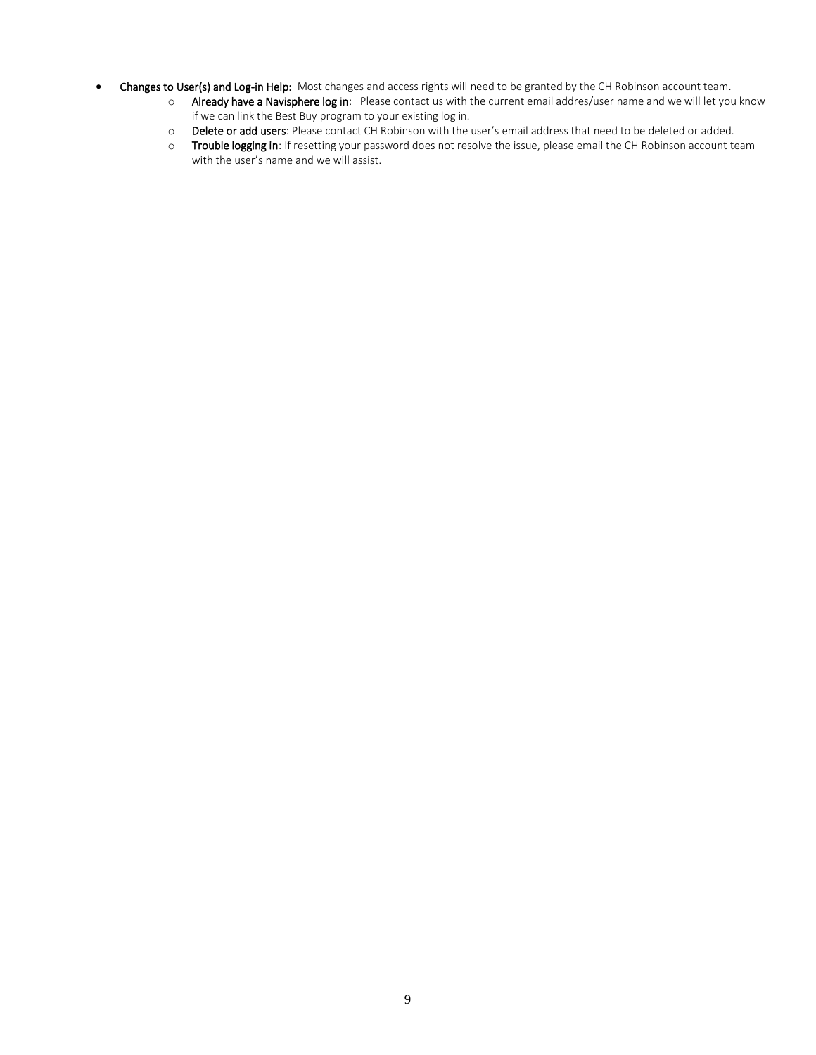- **Changes to User(s) and Log-in Help:** Most changes and access rights will need to be granted by the CH Robinson account team.
  - **Already have a Navisphere log in**: Please contact us with the current email addres/user name and we will let you know if we can link the Best Buy program to your existing log in.
  - **Delete or add users**: Please contact CH Robinson with the user's email address that need to be deleted or added.
  - **Trouble logging in**: If resetting your password does not resolve the issue, please email the CH Robinson account team with the user's name and we will assist.